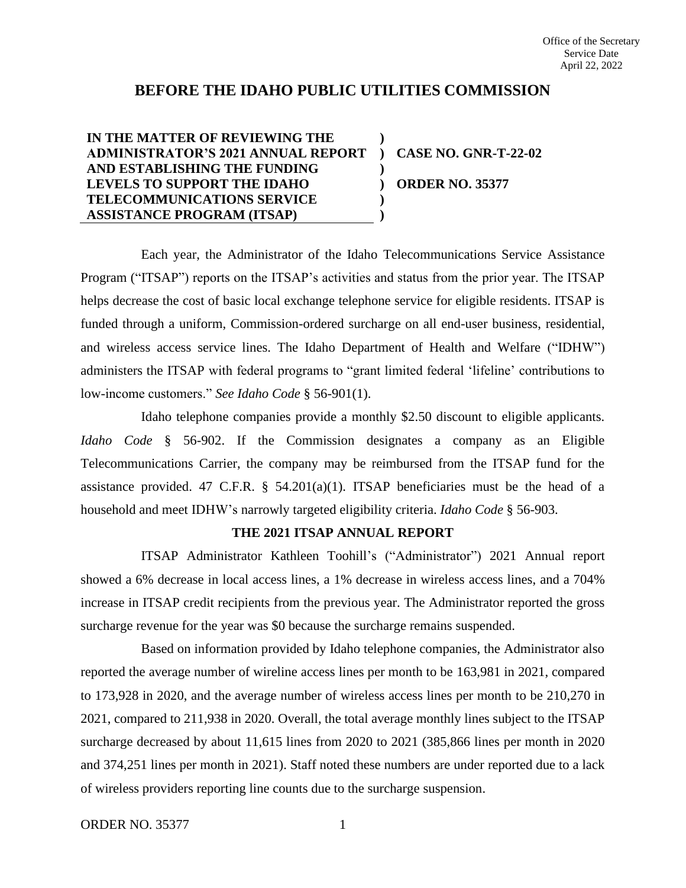Office of the Secretary
Service Date
April 22, 2022

# BEFORE THE IDAHO PUBLIC UTILITIES COMMISSION

| | | |
|---|---|---|
| **IN THE MATTER OF REVIEWING THE ADMINISTRATOR'S 2021 ANNUAL REPORT AND ESTABLISHING THE FUNDING LEVELS TO SUPPORT THE IDAHO TELECOMMUNICATIONS SERVICE ASSISTANCE PROGRAM (ITSAP)** | **)** | **CASE NO. GNR-T-22-02**<br><br>**ORDER NO. 35377** |

Each year, the Administrator of the Idaho Telecommunications Service Assistance Program ("ITSAP") reports on the ITSAP's activities and status from the prior year. The ITSAP helps decrease the cost of basic local exchange telephone service for eligible residents. ITSAP is funded through a uniform, Commission-ordered surcharge on all end-user business, residential, and wireless access service lines. The Idaho Department of Health and Welfare ("IDHW") administers the ITSAP with federal programs to "grant limited federal 'lifeline' contributions to low-income customers." *See Idaho Code* § 56-901(1).

Idaho telephone companies provide a monthly $2.50 discount to eligible applicants. *Idaho Code* § 56-902. If the Commission designates a company as an Eligible Telecommunications Carrier, the company may be reimbursed from the ITSAP fund for the assistance provided. 47 C.F.R. § 54.201(a)(1). ITSAP beneficiaries must be the head of a household and meet IDHW's narrowly targeted eligibility criteria. *Idaho Code* § 56-903.

## THE 2021 ITSAP ANNUAL REPORT

ITSAP Administrator Kathleen Toohill's ("Administrator") 2021 Annual report showed a 6% decrease in local access lines, a 1% decrease in wireless access lines, and a 704% increase in ITSAP credit recipients from the previous year. The Administrator reported the gross surcharge revenue for the year was $0 because the surcharge remains suspended.

Based on information provided by Idaho telephone companies, the Administrator also reported the average number of wireline access lines per month to be 163,981 in 2021, compared to 173,928 in 2020, and the average number of wireless access lines per month to be 210,270 in 2021, compared to 211,938 in 2020. Overall, the total average monthly lines subject to the ITSAP surcharge decreased by about 11,615 lines from 2020 to 2021 (385,866 lines per month in 2020 and 374,251 lines per month in 2021). Staff noted these numbers are under reported due to a lack of wireless providers reporting line counts due to the surcharge suspension.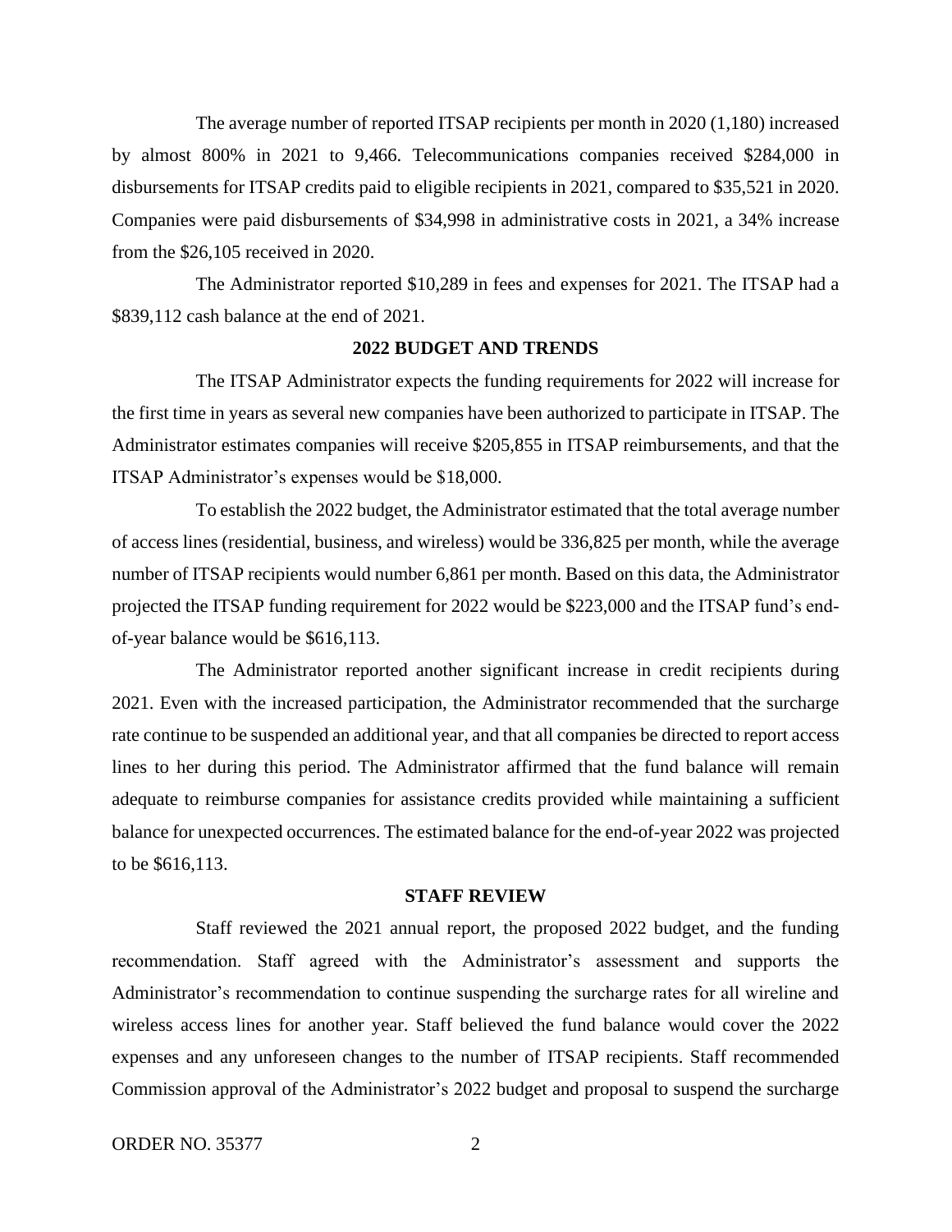The average number of reported ITSAP recipients per month in 2020 (1,180) increased by almost 800% in 2021 to 9,466. Telecommunications companies received $284,000 in disbursements for ITSAP credits paid to eligible recipients in 2021, compared to $35,521 in 2020. Companies were paid disbursements of $34,998 in administrative costs in 2021, a 34% increase from the $26,105 received in 2020.

The Administrator reported $10,289 in fees and expenses for 2021. The ITSAP had a $839,112 cash balance at the end of 2021.

**2022 BUDGET AND TRENDS**

The ITSAP Administrator expects the funding requirements for 2022 will increase for the first time in years as several new companies have been authorized to participate in ITSAP. The Administrator estimates companies will receive $205,855 in ITSAP reimbursements, and that the ITSAP Administrator's expenses would be $18,000.

To establish the 2022 budget, the Administrator estimated that the total average number of access lines (residential, business, and wireless) would be 336,825 per month, while the average number of ITSAP recipients would number 6,861 per month. Based on this data, the Administrator projected the ITSAP funding requirement for 2022 would be $223,000 and the ITSAP fund's end-of-year balance would be $616,113.

The Administrator reported another significant increase in credit recipients during 2021. Even with the increased participation, the Administrator recommended that the surcharge rate continue to be suspended an additional year, and that all companies be directed to report access lines to her during this period. The Administrator affirmed that the fund balance will remain adequate to reimburse companies for assistance credits provided while maintaining a sufficient balance for unexpected occurrences. The estimated balance for the end-of-year 2022 was projected to be $616,113.

**STAFF REVIEW**

Staff reviewed the 2021 annual report, the proposed 2022 budget, and the funding recommendation. Staff agreed with the Administrator's assessment and supports the Administrator's recommendation to continue suspending the surcharge rates for all wireline and wireless access lines for another year. Staff believed the fund balance would cover the 2022 expenses and any unforeseen changes to the number of ITSAP recipients. Staff recommended Commission approval of the Administrator's 2022 budget and proposal to suspend the surcharge

ORDER NO. 35377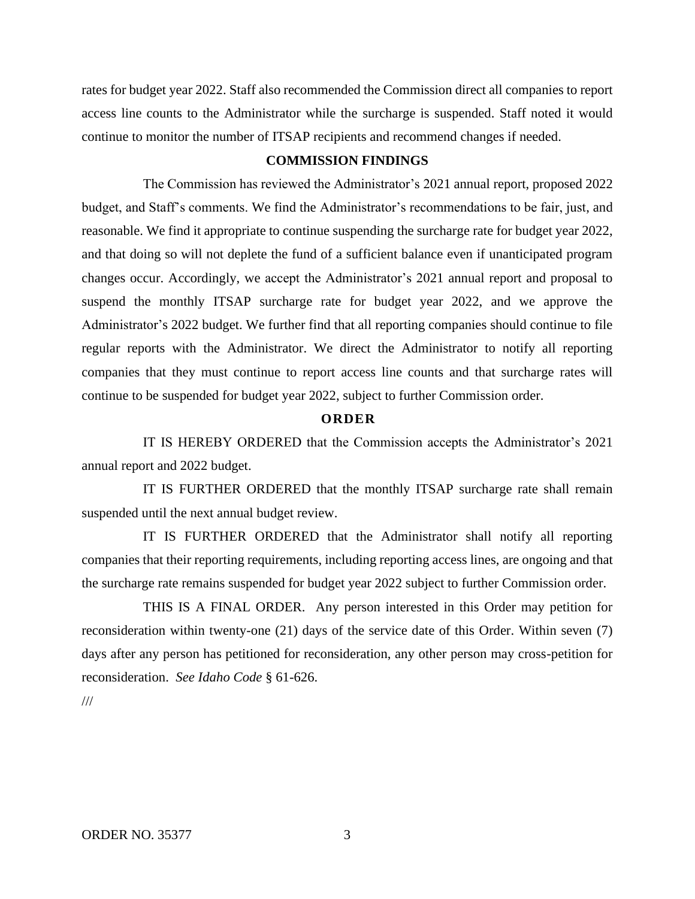rates for budget year 2022. Staff also recommended the Commission direct all companies to report access line counts to the Administrator while the surcharge is suspended. Staff noted it would continue to monitor the number of ITSAP recipients and recommend changes if needed.

## COMMISSION FINDINGS

The Commission has reviewed the Administrator's 2021 annual report, proposed 2022 budget, and Staff's comments. We find the Administrator's recommendations to be fair, just, and reasonable. We find it appropriate to continue suspending the surcharge rate for budget year 2022, and that doing so will not deplete the fund of a sufficient balance even if unanticipated program changes occur. Accordingly, we accept the Administrator's 2021 annual report and proposal to suspend the monthly ITSAP surcharge rate for budget year 2022, and we approve the Administrator's 2022 budget. We further find that all reporting companies should continue to file regular reports with the Administrator. We direct the Administrator to notify all reporting companies that they must continue to report access line counts and that surcharge rates will continue to be suspended for budget year 2022, subject to further Commission order.

## ORDER

IT IS HEREBY ORDERED that the Commission accepts the Administrator's 2021 annual report and 2022 budget.

IT IS FURTHER ORDERED that the monthly ITSAP surcharge rate shall remain suspended until the next annual budget review.

IT IS FURTHER ORDERED that the Administrator shall notify all reporting companies that their reporting requirements, including reporting access lines, are ongoing and that the surcharge rate remains suspended for budget year 2022 subject to further Commission order.

THIS IS A FINAL ORDER. Any person interested in this Order may petition for reconsideration within twenty-one (21) days of the service date of this Order. Within seven (7) days after any person has petitioned for reconsideration, any other person may cross-petition for reconsideration. *See Idaho Code* § 61-626.

///

ORDER NO. 35377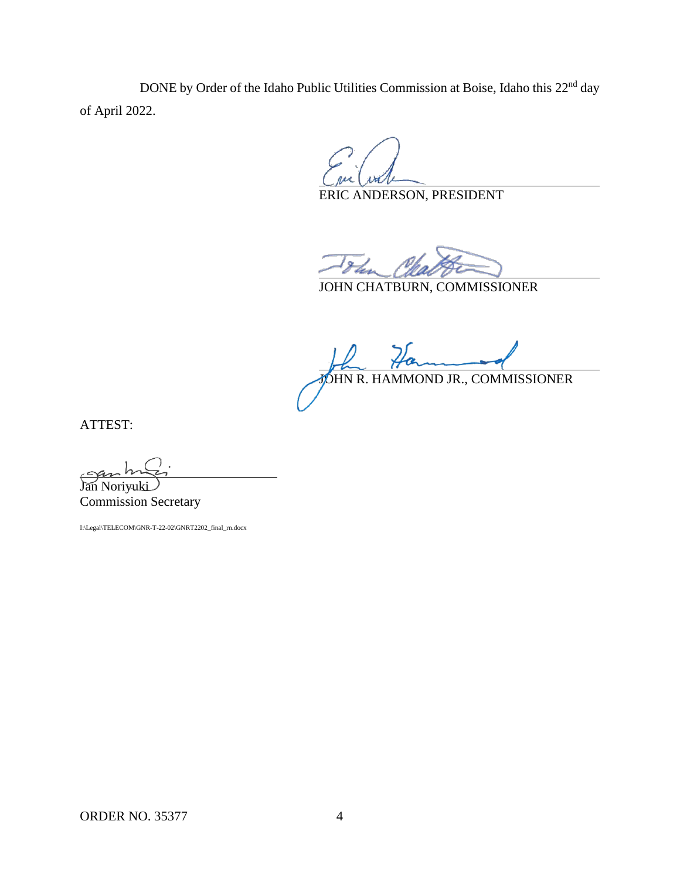DONE by Order of the Idaho Public Utilities Commission at Boise, Idaho this 22nd day of April 2022.

ERIC ANDERSON, PRESIDENT

JOHN CHATBURN, COMMISSIONER

JOHN R. HAMMOND JR., COMMISSIONER

ATTEST:

Jan Noriyuki
Commission Secretary

I:\Legal\TELECOM\GNR-T-22-02\GNRT2202_final_rn.docx

ORDER NO. 35377